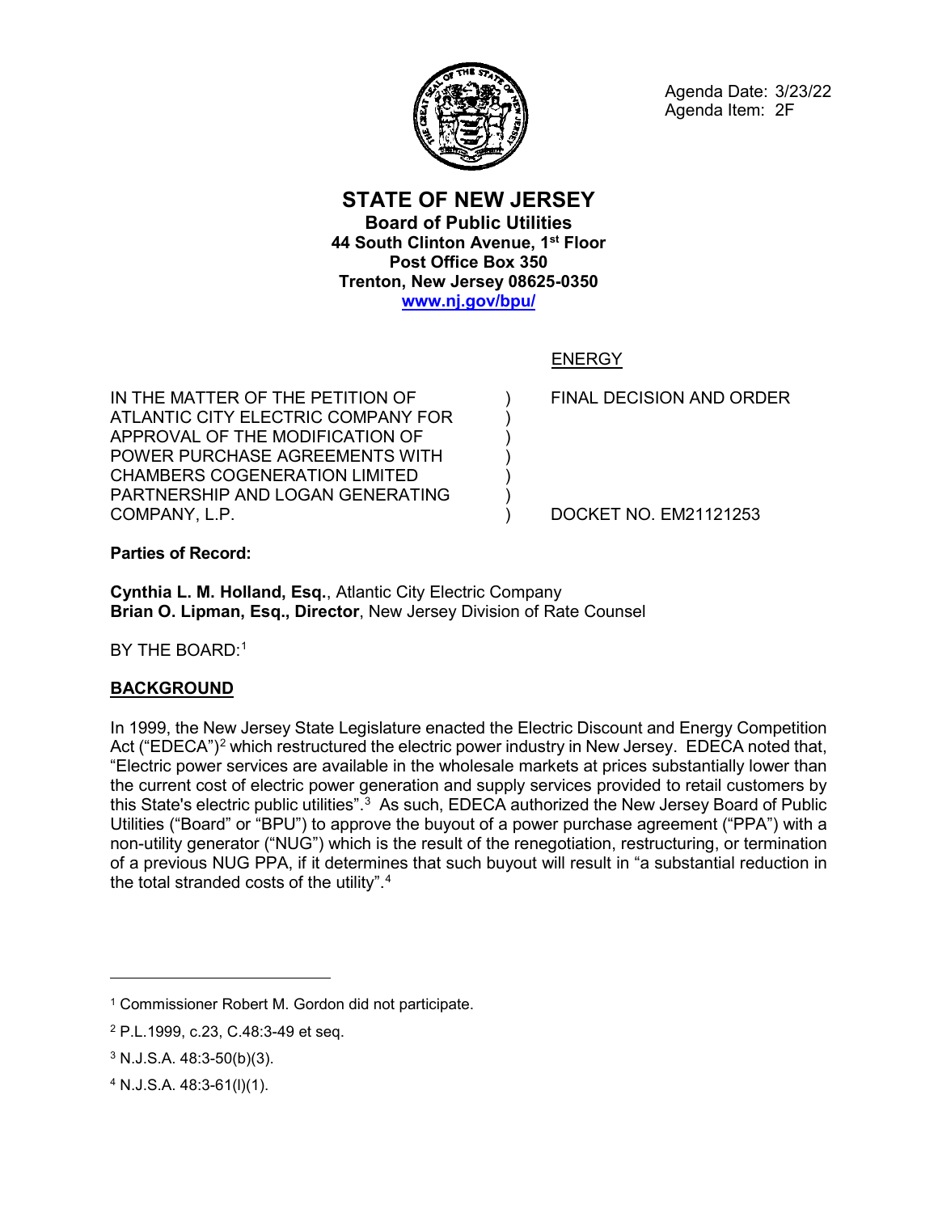Agenda Date: 3/23/22
Agenda Item: 2F

# STATE OF NEW JERSEY

**Board of Public Utilities**
**44 South Clinton Avenue, 1st Floor**
**Post Office Box 350**
**Trenton, New Jersey 08625-0350**
**www.nj.gov/bpu/**

ENERGY

| | | |
|---|---|---|
| IN THE MATTER OF THE PETITION OF ATLANTIC CITY ELECTRIC COMPANY FOR APPROVAL OF THE MODIFICATION OF POWER PURCHASE AGREEMENTS WITH CHAMBERS COGENERATION LIMITED PARTNERSHIP AND LOGAN GENERATING COMPANY, L.P. | ) | FINAL DECISION AND ORDER<br><br>DOCKET NO. EM21121253 |

**Parties of Record:**

**Cynthia L. M. Holland, Esq.**, Atlantic City Electric Company
**Brian O. Lipman, Esq., Director**, New Jersey Division of Rate Counsel

BY THE BOARD:[1]

## BACKGROUND

In 1999, the New Jersey State Legislature enacted the Electric Discount and Energy Competition Act ("EDECA")[2] which restructured the electric power industry in New Jersey. EDECA noted that, "Electric power services are available in the wholesale markets at prices substantially lower than the current cost of electric power generation and supply services provided to retail customers by this State's electric public utilities".[3] As such, EDECA authorized the New Jersey Board of Public Utilities ("Board" or "BPU") to approve the buyout of a power purchase agreement ("PPA") with a non-utility generator ("NUG") which is the result of the renegotiation, restructuring, or termination of a previous NUG PPA, if it determines that such buyout will result in "a substantial reduction in the total stranded costs of the utility".[4]

---

[1] Commissioner Robert M. Gordon did not participate.

[2] P.L.1999, c.23, C.48:3-49 et seq.

[3] N.J.S.A. 48:3-50(b)(3).

[4] N.J.S.A. 48:3-61(l)(1).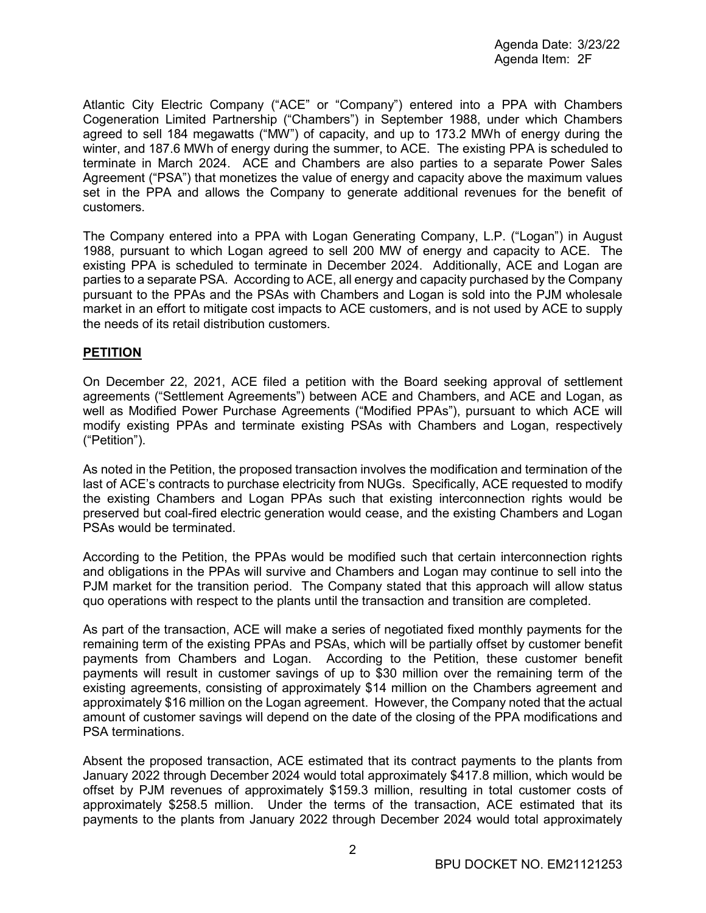Atlantic City Electric Company ("ACE" or "Company") entered into a PPA with Chambers Cogeneration Limited Partnership ("Chambers") in September 1988, under which Chambers agreed to sell 184 megawatts ("MW") of capacity, and up to 173.2 MWh of energy during the winter, and 187.6 MWh of energy during the summer, to ACE. The existing PPA is scheduled to terminate in March 2024. ACE and Chambers are also parties to a separate Power Sales Agreement ("PSA") that monetizes the value of energy and capacity above the maximum values set in the PPA and allows the Company to generate additional revenues for the benefit of customers.

The Company entered into a PPA with Logan Generating Company, L.P. ("Logan") in August 1988, pursuant to which Logan agreed to sell 200 MW of energy and capacity to ACE. The existing PPA is scheduled to terminate in December 2024. Additionally, ACE and Logan are parties to a separate PSA. According to ACE, all energy and capacity purchased by the Company pursuant to the PPAs and the PSAs with Chambers and Logan is sold into the PJM wholesale market in an effort to mitigate cost impacts to ACE customers, and is not used by ACE to supply the needs of its retail distribution customers.

## PETITION

On December 22, 2021, ACE filed a petition with the Board seeking approval of settlement agreements ("Settlement Agreements") between ACE and Chambers, and ACE and Logan, as well as Modified Power Purchase Agreements ("Modified PPAs"), pursuant to which ACE will modify existing PPAs and terminate existing PSAs with Chambers and Logan, respectively ("Petition").

As noted in the Petition, the proposed transaction involves the modification and termination of the last of ACE's contracts to purchase electricity from NUGs. Specifically, ACE requested to modify the existing Chambers and Logan PPAs such that existing interconnection rights would be preserved but coal-fired electric generation would cease, and the existing Chambers and Logan PSAs would be terminated.

According to the Petition, the PPAs would be modified such that certain interconnection rights and obligations in the PPAs will survive and Chambers and Logan may continue to sell into the PJM market for the transition period. The Company stated that this approach will allow status quo operations with respect to the plants until the transaction and transition are completed.

As part of the transaction, ACE will make a series of negotiated fixed monthly payments for the remaining term of the existing PPAs and PSAs, which will be partially offset by customer benefit payments from Chambers and Logan. According to the Petition, these customer benefit payments will result in customer savings of up to $30 million over the remaining term of the existing agreements, consisting of approximately $14 million on the Chambers agreement and approximately $16 million on the Logan agreement. However, the Company noted that the actual amount of customer savings will depend on the date of the closing of the PPA modifications and PSA terminations.

Absent the proposed transaction, ACE estimated that its contract payments to the plants from January 2022 through December 2024 would total approximately $417.8 million, which would be offset by PJM revenues of approximately $159.3 million, resulting in total customer costs of approximately $258.5 million. Under the terms of the transaction, ACE estimated that its payments to the plants from January 2022 through December 2024 would total approximately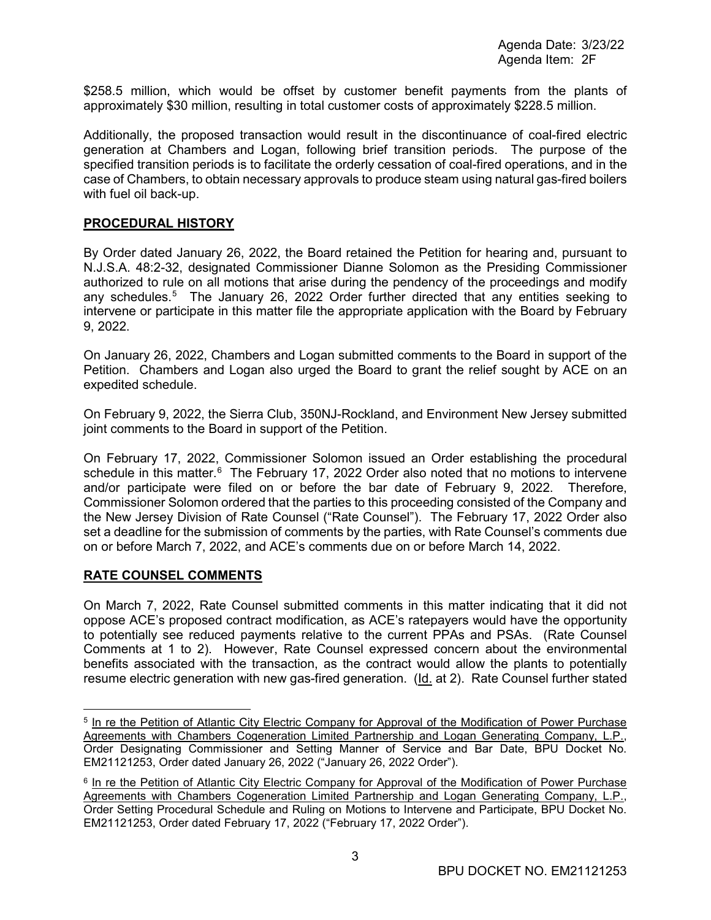$258.5 million, which would be offset by customer benefit payments from the plants of approximately $30 million, resulting in total customer costs of approximately $228.5 million.

Additionally, the proposed transaction would result in the discontinuance of coal-fired electric generation at Chambers and Logan, following brief transition periods. The purpose of the specified transition periods is to facilitate the orderly cessation of coal-fired operations, and in the case of Chambers, to obtain necessary approvals to produce steam using natural gas-fired boilers with fuel oil back-up.

## PROCEDURAL HISTORY

By Order dated January 26, 2022, the Board retained the Petition for hearing and, pursuant to N.J.S.A. 48:2-32, designated Commissioner Dianne Solomon as the Presiding Commissioner authorized to rule on all motions that arise during the pendency of the proceedings and modify any schedules.[5] The January 26, 2022 Order further directed that any entities seeking to intervene or participate in this matter file the appropriate application with the Board by February 9, 2022.

On January 26, 2022, Chambers and Logan submitted comments to the Board in support of the Petition. Chambers and Logan also urged the Board to grant the relief sought by ACE on an expedited schedule.

On February 9, 2022, the Sierra Club, 350NJ-Rockland, and Environment New Jersey submitted joint comments to the Board in support of the Petition.

On February 17, 2022, Commissioner Solomon issued an Order establishing the procedural schedule in this matter.[6] The February 17, 2022 Order also noted that no motions to intervene and/or participate were filed on or before the bar date of February 9, 2022. Therefore, Commissioner Solomon ordered that the parties to this proceeding consisted of the Company and the New Jersey Division of Rate Counsel ("Rate Counsel"). The February 17, 2022 Order also set a deadline for the submission of comments by the parties, with Rate Counsel's comments due on or before March 7, 2022, and ACE's comments due on or before March 14, 2022.

## RATE COUNSEL COMMENTS

On March 7, 2022, Rate Counsel submitted comments in this matter indicating that it did not oppose ACE's proposed contract modification, as ACE's ratepayers would have the opportunity to potentially see reduced payments relative to the current PPAs and PSAs. (Rate Counsel Comments at 1 to 2). However, Rate Counsel expressed concern about the environmental benefits associated with the transaction, as the contract would allow the plants to potentially resume electric generation with new gas-fired generation. (Id. at 2). Rate Counsel further stated

---

[5] In re the Petition of Atlantic City Electric Company for Approval of the Modification of Power Purchase Agreements with Chambers Cogeneration Limited Partnership and Logan Generating Company, L.P., Order Designating Commissioner and Setting Manner of Service and Bar Date, BPU Docket No. EM21121253, Order dated January 26, 2022 ("January 26, 2022 Order").

[6] In re the Petition of Atlantic City Electric Company for Approval of the Modification of Power Purchase Agreements with Chambers Cogeneration Limited Partnership and Logan Generating Company, L.P., Order Setting Procedural Schedule and Ruling on Motions to Intervene and Participate, BPU Docket No. EM21121253, Order dated February 17, 2022 ("February 17, 2022 Order").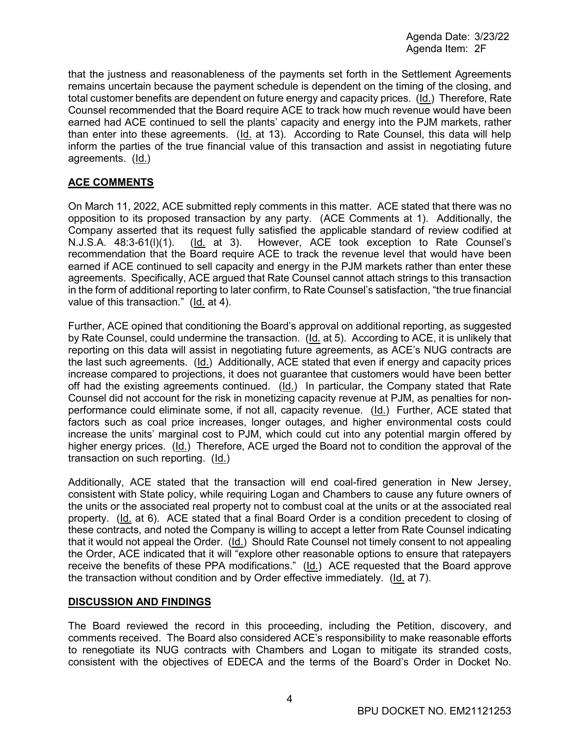that the justness and reasonableness of the payments set forth in the Settlement Agreements remains uncertain because the payment schedule is dependent on the timing of the closing, and total customer benefits are dependent on future energy and capacity prices. (Id.) Therefore, Rate Counsel recommended that the Board require ACE to track how much revenue would have been earned had ACE continued to sell the plants' capacity and energy into the PJM markets, rather than enter into these agreements. (Id. at 13). According to Rate Counsel, this data will help inform the parties of the true financial value of this transaction and assist in negotiating future agreements. (Id.)

## ACE COMMENTS

On March 11, 2022, ACE submitted reply comments in this matter. ACE stated that there was no opposition to its proposed transaction by any party. (ACE Comments at 1). Additionally, the Company asserted that its request fully satisfied the applicable standard of review codified at N.J.S.A. 48:3-61(l)(1). (Id. at 3). However, ACE took exception to Rate Counsel's recommendation that the Board require ACE to track the revenue level that would have been earned if ACE continued to sell capacity and energy in the PJM markets rather than enter these agreements. Specifically, ACE argued that Rate Counsel cannot attach strings to this transaction in the form of additional reporting to later confirm, to Rate Counsel's satisfaction, "the true financial value of this transaction." (Id. at 4).

Further, ACE opined that conditioning the Board's approval on additional reporting, as suggested by Rate Counsel, could undermine the transaction. (Id. at 5). According to ACE, it is unlikely that reporting on this data will assist in negotiating future agreements, as ACE's NUG contracts are the last such agreements. (Id.) Additionally, ACE stated that even if energy and capacity prices increase compared to projections, it does not guarantee that customers would have been better off had the existing agreements continued. (Id.) In particular, the Company stated that Rate Counsel did not account for the risk in monetizing capacity revenue at PJM, as penalties for non-performance could eliminate some, if not all, capacity revenue. (Id.) Further, ACE stated that factors such as coal price increases, longer outages, and higher environmental costs could increase the units' marginal cost to PJM, which could cut into any potential margin offered by higher energy prices. (Id.) Therefore, ACE urged the Board not to condition the approval of the transaction on such reporting. (Id.)

Additionally, ACE stated that the transaction will end coal-fired generation in New Jersey, consistent with State policy, while requiring Logan and Chambers to cause any future owners of the units or the associated real property not to combust coal at the units or at the associated real property. (Id. at 6). ACE stated that a final Board Order is a condition precedent to closing of these contracts, and noted the Company is willing to accept a letter from Rate Counsel indicating that it would not appeal the Order. (Id.) Should Rate Counsel not timely consent to not appealing the Order, ACE indicated that it will "explore other reasonable options to ensure that ratepayers receive the benefits of these PPA modifications." (Id.) ACE requested that the Board approve the transaction without condition and by Order effective immediately. (Id. at 7).

## DISCUSSION AND FINDINGS

The Board reviewed the record in this proceeding, including the Petition, discovery, and comments received. The Board also considered ACE's responsibility to make reasonable efforts to renegotiate its NUG contracts with Chambers and Logan to mitigate its stranded costs, consistent with the objectives of EDECA and the terms of the Board's Order in Docket No.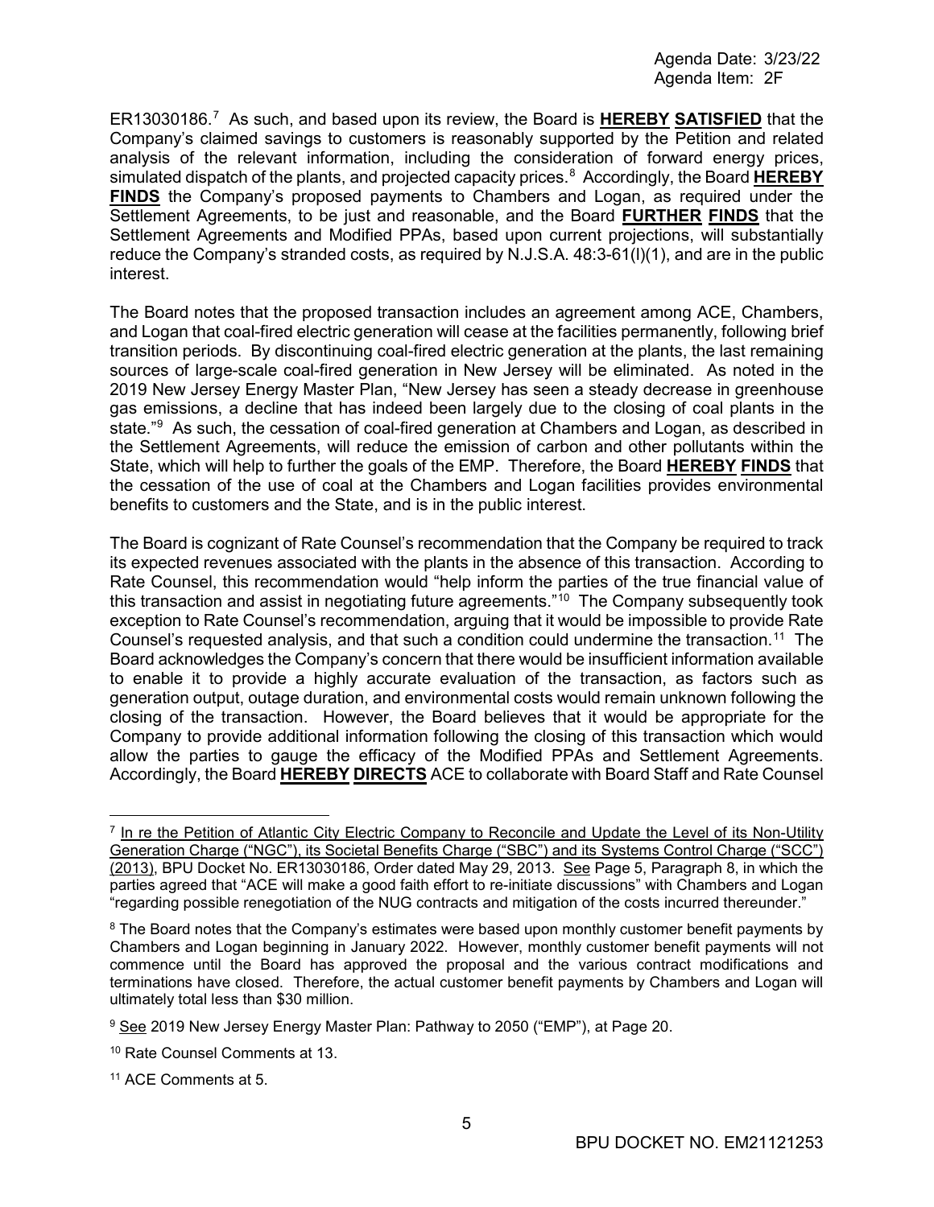ER13030186.[7] As such, and based upon its review, the Board is **HEREBY SATISFIED** that the Company's claimed savings to customers is reasonably supported by the Petition and related analysis of the relevant information, including the consideration of forward energy prices, simulated dispatch of the plants, and projected capacity prices.[8] Accordingly, the Board **HEREBY FINDS** the Company's proposed payments to Chambers and Logan, as required under the Settlement Agreements, to be just and reasonable, and the Board **FURTHER FINDS** that the Settlement Agreements and Modified PPAs, based upon current projections, will substantially reduce the Company's stranded costs, as required by N.J.S.A. 48:3-61(l)(1), and are in the public interest.

The Board notes that the proposed transaction includes an agreement among ACE, Chambers, and Logan that coal-fired electric generation will cease at the facilities permanently, following brief transition periods. By discontinuing coal-fired electric generation at the plants, the last remaining sources of large-scale coal-fired generation in New Jersey will be eliminated. As noted in the 2019 New Jersey Energy Master Plan, "New Jersey has seen a steady decrease in greenhouse gas emissions, a decline that has indeed been largely due to the closing of coal plants in the state."[9] As such, the cessation of coal-fired generation at Chambers and Logan, as described in the Settlement Agreements, will reduce the emission of carbon and other pollutants within the State, which will help to further the goals of the EMP. Therefore, the Board **HEREBY FINDS** that the cessation of the use of coal at the Chambers and Logan facilities provides environmental benefits to customers and the State, and is in the public interest.

The Board is cognizant of Rate Counsel's recommendation that the Company be required to track its expected revenues associated with the plants in the absence of this transaction. According to Rate Counsel, this recommendation would "help inform the parties of the true financial value of this transaction and assist in negotiating future agreements."[10] The Company subsequently took exception to Rate Counsel's recommendation, arguing that it would be impossible to provide Rate Counsel's requested analysis, and that such a condition could undermine the transaction.[11] The Board acknowledges the Company's concern that there would be insufficient information available to enable it to provide a highly accurate evaluation of the transaction, as factors such as generation output, outage duration, and environmental costs would remain unknown following the closing of the transaction. However, the Board believes that it would be appropriate for the Company to provide additional information following the closing of this transaction which would allow the parties to gauge the efficacy of the Modified PPAs and Settlement Agreements. Accordingly, the Board **HEREBY DIRECTS** ACE to collaborate with Board Staff and Rate Counsel

---

[7] In re the Petition of Atlantic City Electric Company to Reconcile and Update the Level of its Non-Utility Generation Charge ("NGC"), its Societal Benefits Charge ("SBC") and its Systems Control Charge ("SCC") (2013), BPU Docket No. ER13030186, Order dated May 29, 2013. See Page 5, Paragraph 8, in which the parties agreed that "ACE will make a good faith effort to re-initiate discussions" with Chambers and Logan "regarding possible renegotiation of the NUG contracts and mitigation of the costs incurred thereunder."

[8] The Board notes that the Company's estimates were based upon monthly customer benefit payments by Chambers and Logan beginning in January 2022. However, monthly customer benefit payments will not commence until the Board has approved the proposal and the various contract modifications and terminations have closed. Therefore, the actual customer benefit payments by Chambers and Logan will ultimately total less than $30 million.

[9] See 2019 New Jersey Energy Master Plan: Pathway to 2050 ("EMP"), at Page 20.

[10] Rate Counsel Comments at 13.

[11] ACE Comments at 5.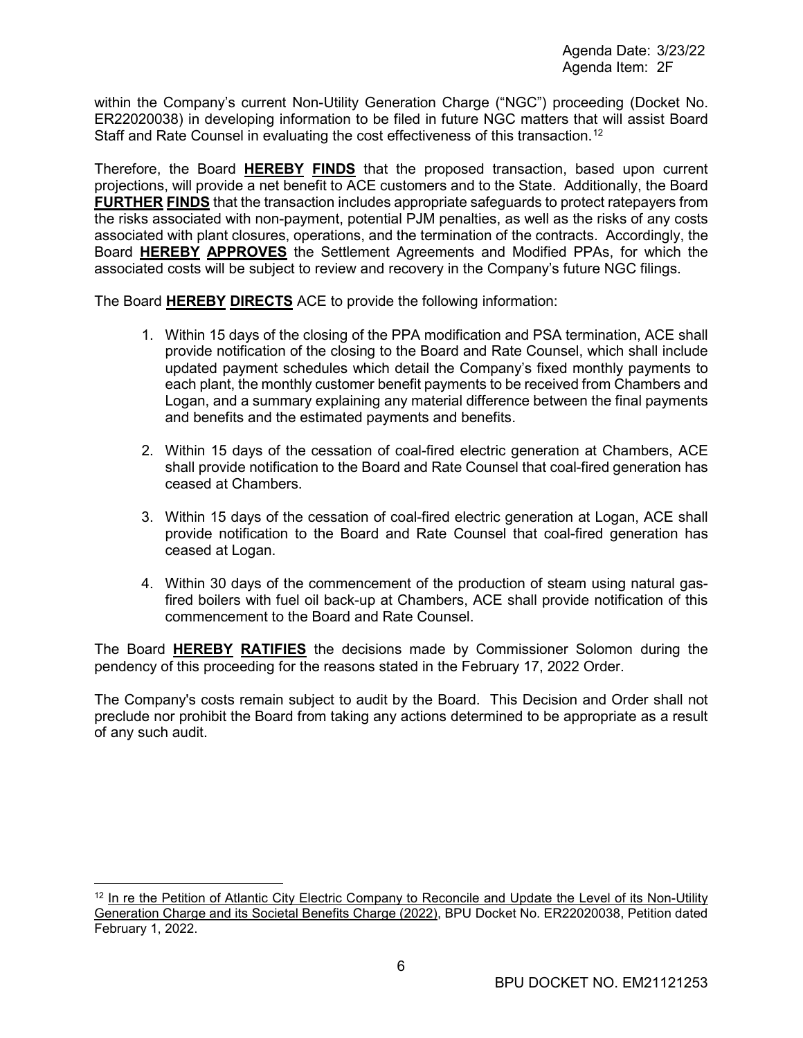within the Company's current Non-Utility Generation Charge ("NGC") proceeding (Docket No. ER22020038) in developing information to be filed in future NGC matters that will assist Board Staff and Rate Counsel in evaluating the cost effectiveness of this transaction.[12]

Therefore, the Board **HEREBY FINDS** that the proposed transaction, based upon current projections, will provide a net benefit to ACE customers and to the State. Additionally, the Board **FURTHER FINDS** that the transaction includes appropriate safeguards to protect ratepayers from the risks associated with non-payment, potential PJM penalties, as well as the risks of any costs associated with plant closures, operations, and the termination of the contracts. Accordingly, the Board **HEREBY APPROVES** the Settlement Agreements and Modified PPAs, for which the associated costs will be subject to review and recovery in the Company's future NGC filings.

The Board **HEREBY DIRECTS** ACE to provide the following information:

1. Within 15 days of the closing of the PPA modification and PSA termination, ACE shall provide notification of the closing to the Board and Rate Counsel, which shall include updated payment schedules which detail the Company's fixed monthly payments to each plant, the monthly customer benefit payments to be received from Chambers and Logan, and a summary explaining any material difference between the final payments and benefits and the estimated payments and benefits.

2. Within 15 days of the cessation of coal-fired electric generation at Chambers, ACE shall provide notification to the Board and Rate Counsel that coal-fired generation has ceased at Chambers.

3. Within 15 days of the cessation of coal-fired electric generation at Logan, ACE shall provide notification to the Board and Rate Counsel that coal-fired generation has ceased at Logan.

4. Within 30 days of the commencement of the production of steam using natural gas-fired boilers with fuel oil back-up at Chambers, ACE shall provide notification of this commencement to the Board and Rate Counsel.

The Board **HEREBY RATIFIES** the decisions made by Commissioner Solomon during the pendency of this proceeding for the reasons stated in the February 17, 2022 Order.

The Company's costs remain subject to audit by the Board. This Decision and Order shall not preclude nor prohibit the Board from taking any actions determined to be appropriate as a result of any such audit.

---

[12] In re the Petition of Atlantic City Electric Company to Reconcile and Update the Level of its Non-Utility Generation Charge and its Societal Benefits Charge (2022), BPU Docket No. ER22020038, Petition dated February 1, 2022.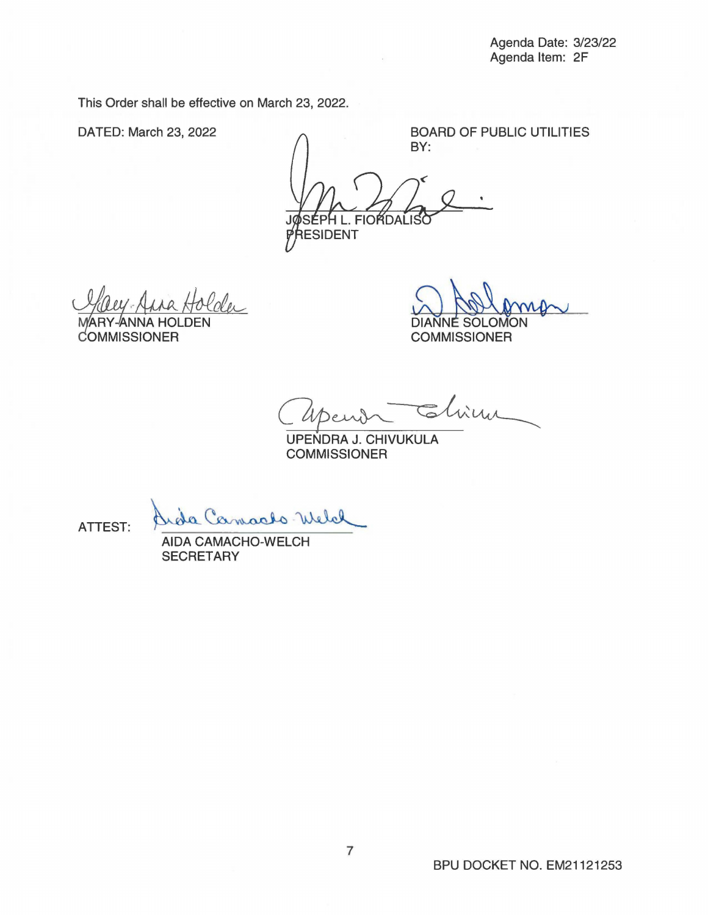Agenda Date: 3/23/22
Agenda Item: 2F

This Order shall be effective on March 23, 2022.

DATED: March 23, 2022

BOARD OF PUBLIC UTILITIES
BY:

JOSEPH L. FIORDALISO
PRESIDENT

MARY-ANNA HOLDEN
COMMISSIONER

DIANNE SOLOMON
COMMISSIONER

UPENDRA J. CHIVUKULA
COMMISSIONER

ATTEST:

AIDA CAMACHO-WELCH
SECRETARY

BPU DOCKET NO. EM21121253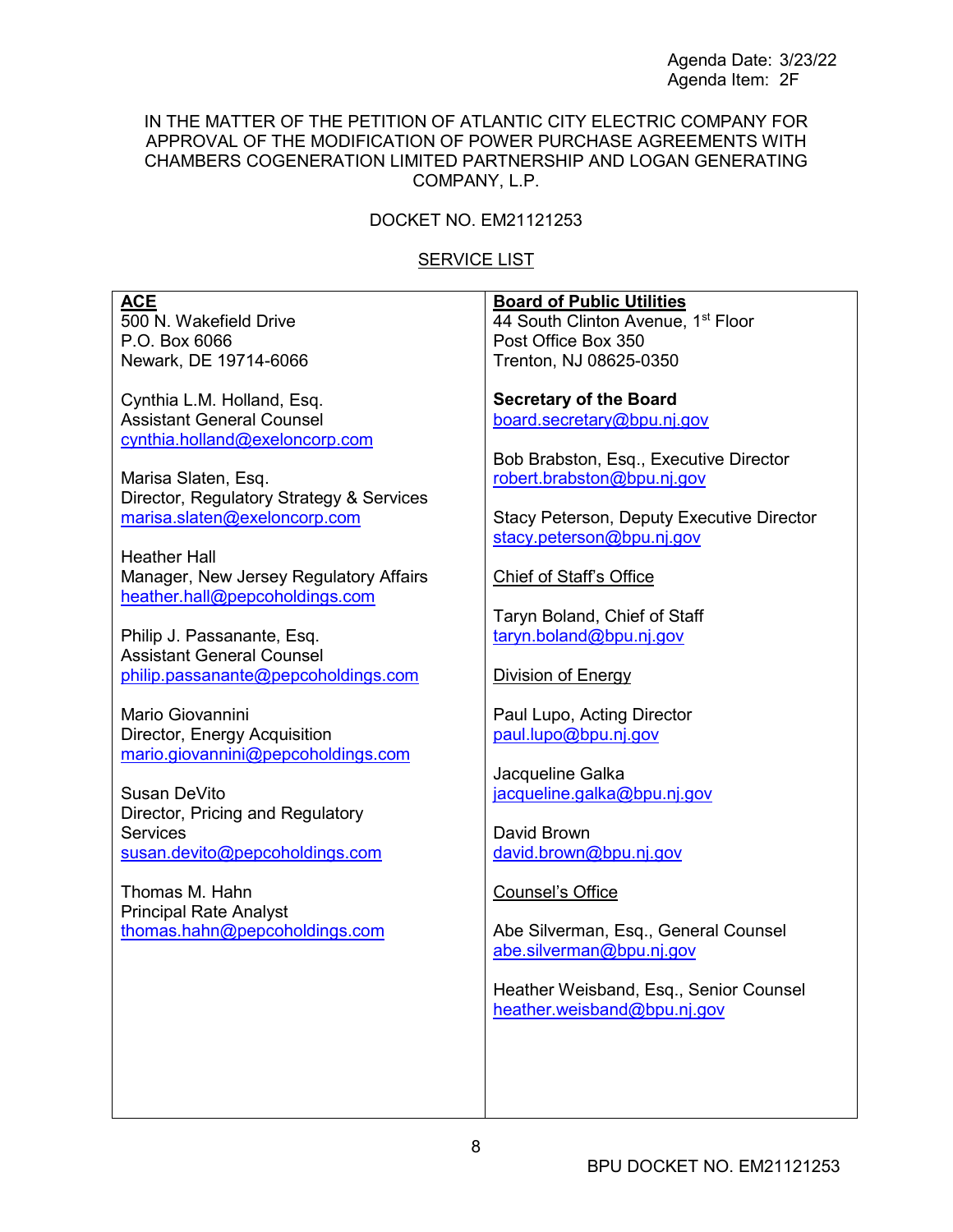Agenda Date: 3/23/22
Agenda Item: 2F

IN THE MATTER OF THE PETITION OF ATLANTIC CITY ELECTRIC COMPANY FOR APPROVAL OF THE MODIFICATION OF POWER PURCHASE AGREEMENTS WITH CHAMBERS COGENERATION LIMITED PARTNERSHIP AND LOGAN GENERATING COMPANY, L.P.

DOCKET NO. EM21121253

SERVICE LIST

| **ACE** | **Board of Public Utilities** |
|---|---|
| 500 N. Wakefield Drive<br>P.O. Box 6066<br>Newark, DE 19714-6066 | 44 South Clinton Avenue, 1st Floor<br>Post Office Box 350<br>Trenton, NJ 08625-0350 |
| Cynthia L.M. Holland, Esq.<br>Assistant General Counsel<br>cynthia.holland@exeloncorp.com | **Secretary of the Board**<br>board.secretary@bpu.nj.gov |
| Marisa Slaten, Esq.<br>Director, Regulatory Strategy & Services<br>marisa.slaten@exeloncorp.com | Bob Brabston, Esq., Executive Director<br>robert.brabston@bpu.nj.gov |
| Heather Hall<br>Manager, New Jersey Regulatory Affairs<br>heather.hall@pepcoholdings.com | Stacy Peterson, Deputy Executive Director<br>stacy.peterson@bpu.nj.gov |
| Philip J. Passanante, Esq.<br>Assistant General Counsel<br>philip.passanante@pepcoholdings.com | Chief of Staff's Office<br><br>Taryn Boland, Chief of Staff<br>taryn.boland@bpu.nj.gov |
| Mario Giovannini<br>Director, Energy Acquisition<br>mario.giovannini@pepcoholdings.com | Division of Energy<br><br>Paul Lupo, Acting Director<br>paul.lupo@bpu.nj.gov |
| Susan DeVito<br>Director, Pricing and Regulatory Services<br>susan.devito@pepcoholdings.com | Jacqueline Galka<br>jacqueline.galka@bpu.nj.gov<br><br>David Brown<br>david.brown@bpu.nj.gov |
| Thomas M. Hahn<br>Principal Rate Analyst<br>thomas.hahn@pepcoholdings.com | Counsel's Office<br><br>Abe Silverman, Esq., General Counsel<br>abe.silverman@bpu.nj.gov<br><br>Heather Weisband, Esq., Senior Counsel<br>heather.weisband@bpu.nj.gov |

BPU DOCKET NO. EM21121253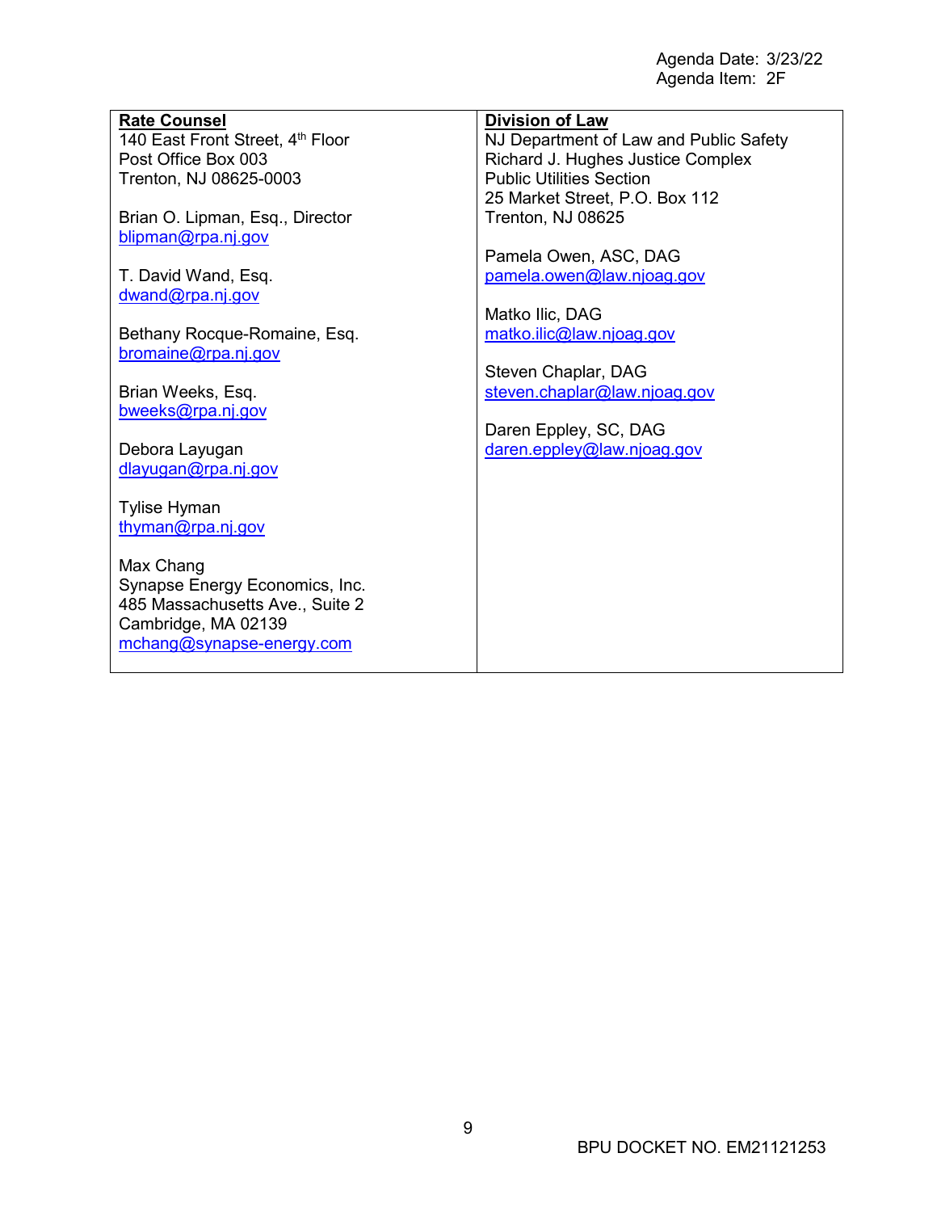| Rate Counsel | Division of Law |
| --- | --- |
| 140 East Front Street, 4th Floor<br>Post Office Box 003<br>Trenton, NJ 08625-0003<br><br>Brian O. Lipman, Esq., Director<br>blipman@rpa.nj.gov<br><br>T. David Wand, Esq.<br>dwand@rpa.nj.gov<br><br>Bethany Rocque-Romaine, Esq.<br>bromaine@rpa.nj.gov<br><br>Brian Weeks, Esq.<br>bweeks@rpa.nj.gov<br><br>Debora Layugan<br>dlayugan@rpa.nj.gov<br><br>Tylise Hyman<br>thyman@rpa.nj.gov<br><br>Max Chang<br>Synapse Energy Economics, Inc.<br>485 Massachusetts Ave., Suite 2<br>Cambridge, MA 02139<br>mchang@synapse-energy.com | NJ Department of Law and Public Safety<br>Richard J. Hughes Justice Complex<br>Public Utilities Section<br>25 Market Street, P.O. Box 112<br>Trenton, NJ 08625<br><br>Pamela Owen, ASC, DAG<br>pamela.owen@law.njoag.gov<br><br>Matko Ilic, DAG<br>matko.ilic@law.njoag.gov<br><br>Steven Chaplar, DAG<br>steven.chaplar@law.njoag.gov<br><br>Daren Eppley, SC, DAG<br>daren.eppley@law.njoag.gov |